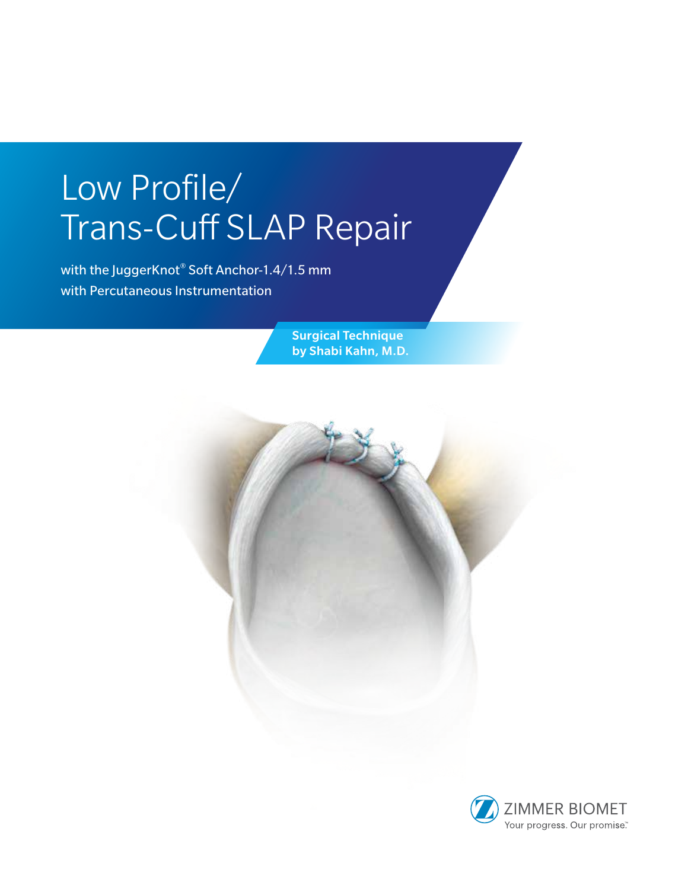# Low Profile/ Trans-Cuff SLAP Repair

with the JuggerKnot® Soft Anchor-1.4/1.5 mm with Percutaneous Instrumentation

**Surgical Technique by Shabi Kahn, M.D.**

ZIMMER BIOMET

Your progress. Our promise.™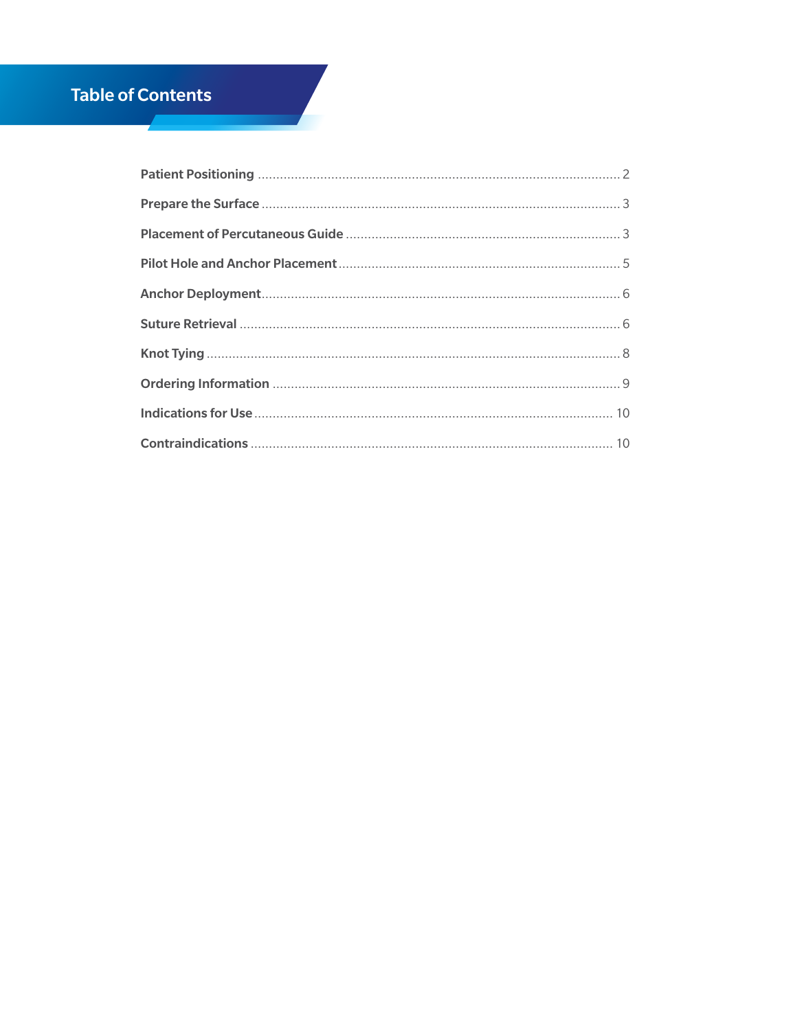# Table of Contents

**Patient Positioning** .................................................................................................. 2

**Prepare the Surface** ................................................................................................. 3

**Placement of Percutaneous Guide** .......................................................................... 3

**Pilot Hole and Anchor Placement** ............................................................................ 5

**Anchor Deployment** ................................................................................................. 6

**Suture Retrieval** ....................................................................................................... 6

**Knot Tying** ................................................................................................................ 8

**Ordering Information** .............................................................................................. 9

**Indications for Use** ................................................................................................. 10

**Contraindications** .................................................................................................. 10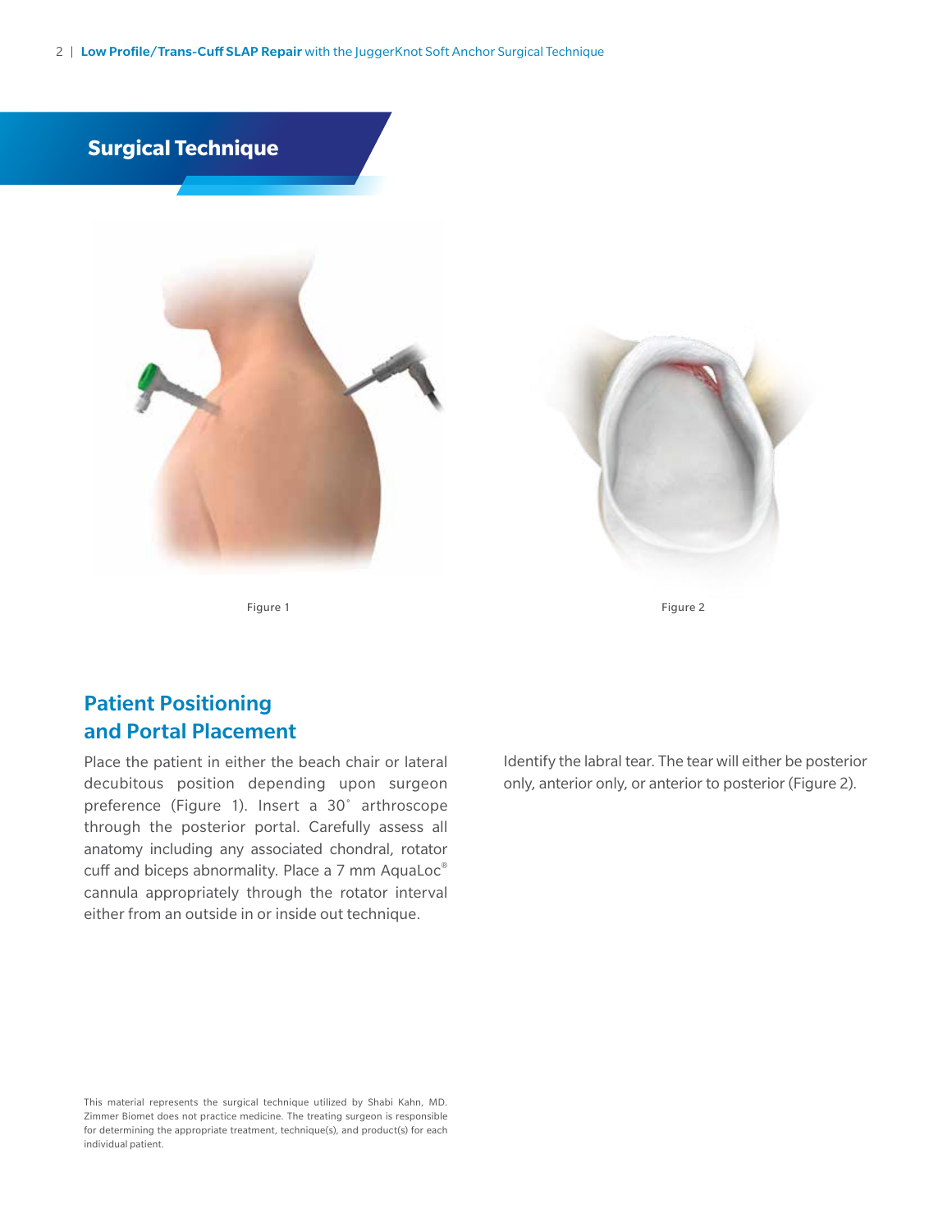## Surgical Technique

Figure 1

Figure 2

### Patient Positioning and Portal Placement

Place the patient in either the beach chair or lateral decubitous position depending upon surgeon preference (Figure 1). Insert a 30˚ arthroscope through the posterior portal. Carefully assess all anatomy including any associated chondral, rotator cuff and biceps abnormality. Place a 7 mm AquaLoc® cannula appropriately through the rotator interval either from an outside in or inside out technique.

Identify the labral tear. The tear will either be posterior only, anterior only, or anterior to posterior (Figure 2).

This material represents the surgical technique utilized by Shabi Kahn, MD. Zimmer Biomet does not practice medicine. The treating surgeon is responsible for determining the appropriate treatment, technique(s), and product(s) for each individual patient.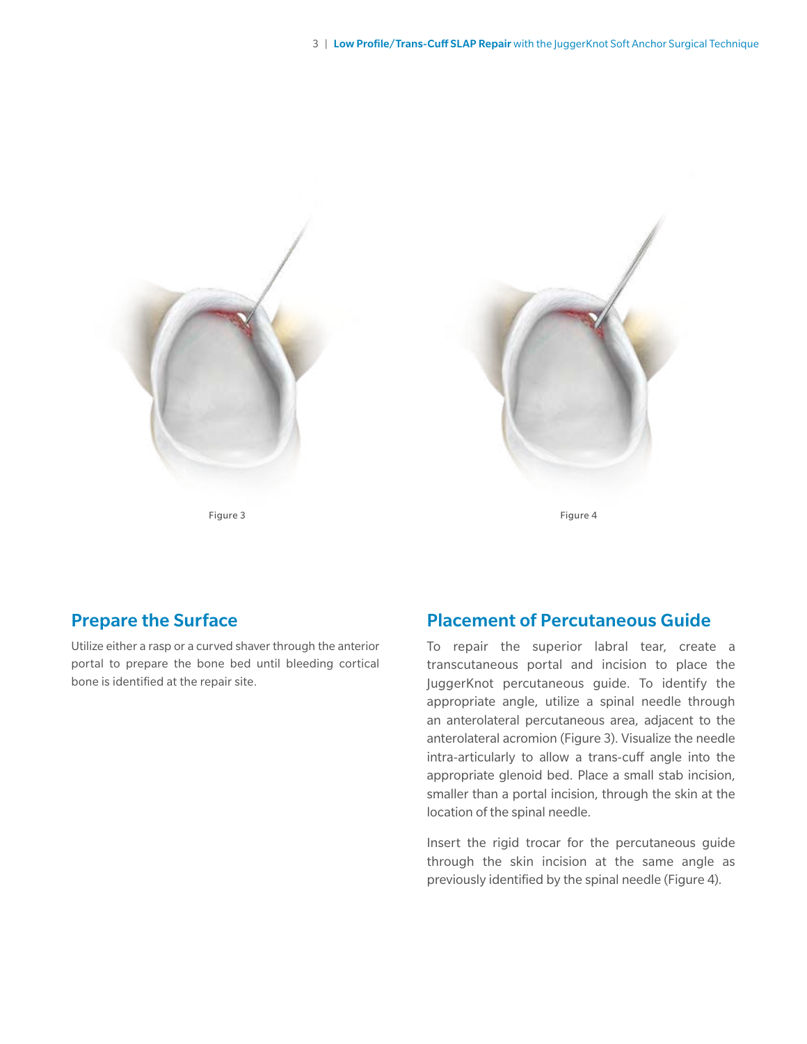Figure 3

Figure 4

## Prepare the Surface

Utilize either a rasp or a curved shaver through the anterior portal to prepare the bone bed until bleeding cortical bone is identified at the repair site.

## Placement of Percutaneous Guide

To repair the superior labral tear, create a transcutaneous portal and incision to place the JuggerKnot percutaneous guide. To identify the appropriate angle, utilize a spinal needle through an anterolateral percutaneous area, adjacent to the anterolateral acromion (Figure 3). Visualize the needle intra-articularly to allow a trans-cuff angle into the appropriate glenoid bed. Place a small stab incision, smaller than a portal incision, through the skin at the location of the spinal needle.

Insert the rigid trocar for the percutaneous guide through the skin incision at the same angle as previously identified by the spinal needle (Figure 4).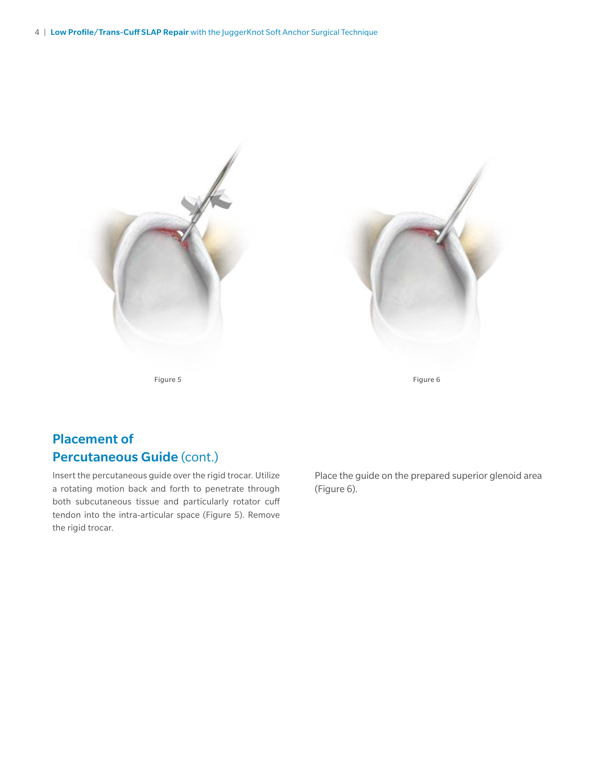Figure 5

Figure 6

## Placement of Percutaneous Guide (cont.)

Insert the percutaneous guide over the rigid trocar. Utilize a rotating motion back and forth to penetrate through both subcutaneous tissue and particularly rotator cuff tendon into the intra-articular space (Figure 5). Remove the rigid trocar.

Place the guide on the prepared superior glenoid area (Figure 6).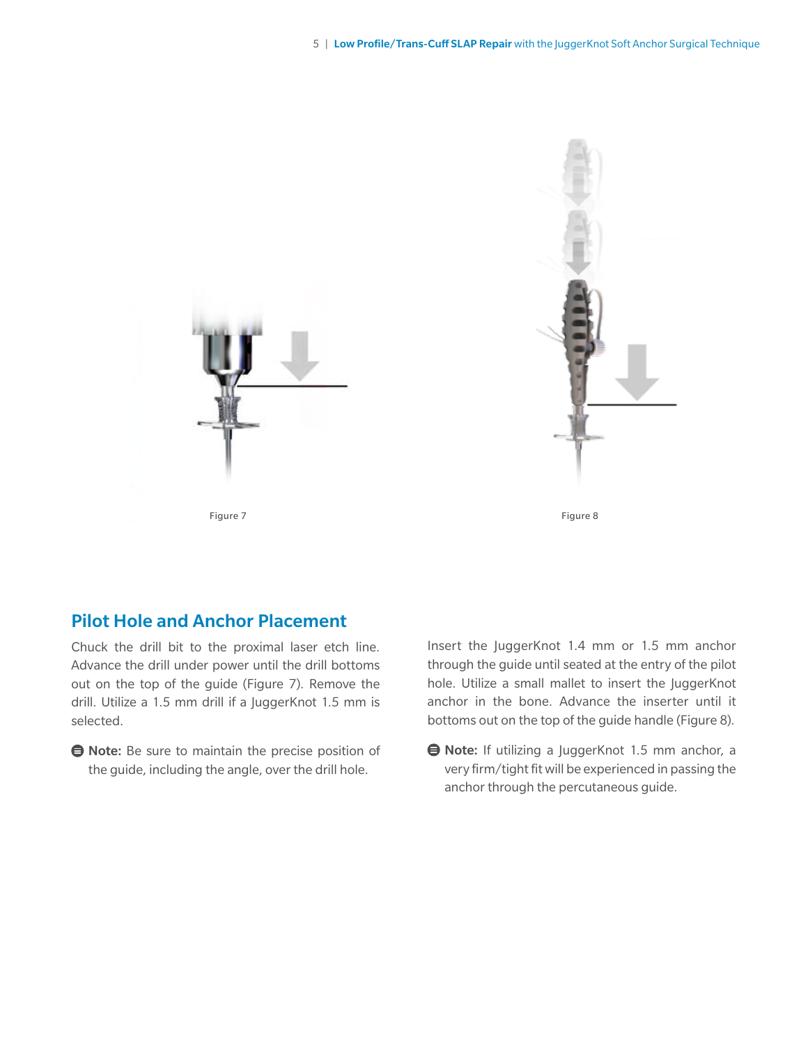Figure 7

Figure 8

## Pilot Hole and Anchor Placement

Chuck the drill bit to the proximal laser etch line. Advance the drill under power until the drill bottoms out on the top of the guide (Figure 7). Remove the drill. Utilize a 1.5 mm drill if a JuggerKnot 1.5 mm is selected.

**Note:** Be sure to maintain the precise position of the guide, including the angle, over the drill hole.

Insert the JuggerKnot 1.4 mm or 1.5 mm anchor through the guide until seated at the entry of the pilot hole. Utilize a small mallet to insert the JuggerKnot anchor in the bone. Advance the inserter until it bottoms out on the top of the guide handle (Figure 8).

**Note:** If utilizing a JuggerKnot 1.5 mm anchor, a very firm/tight fit will be experienced in passing the anchor through the percutaneous guide.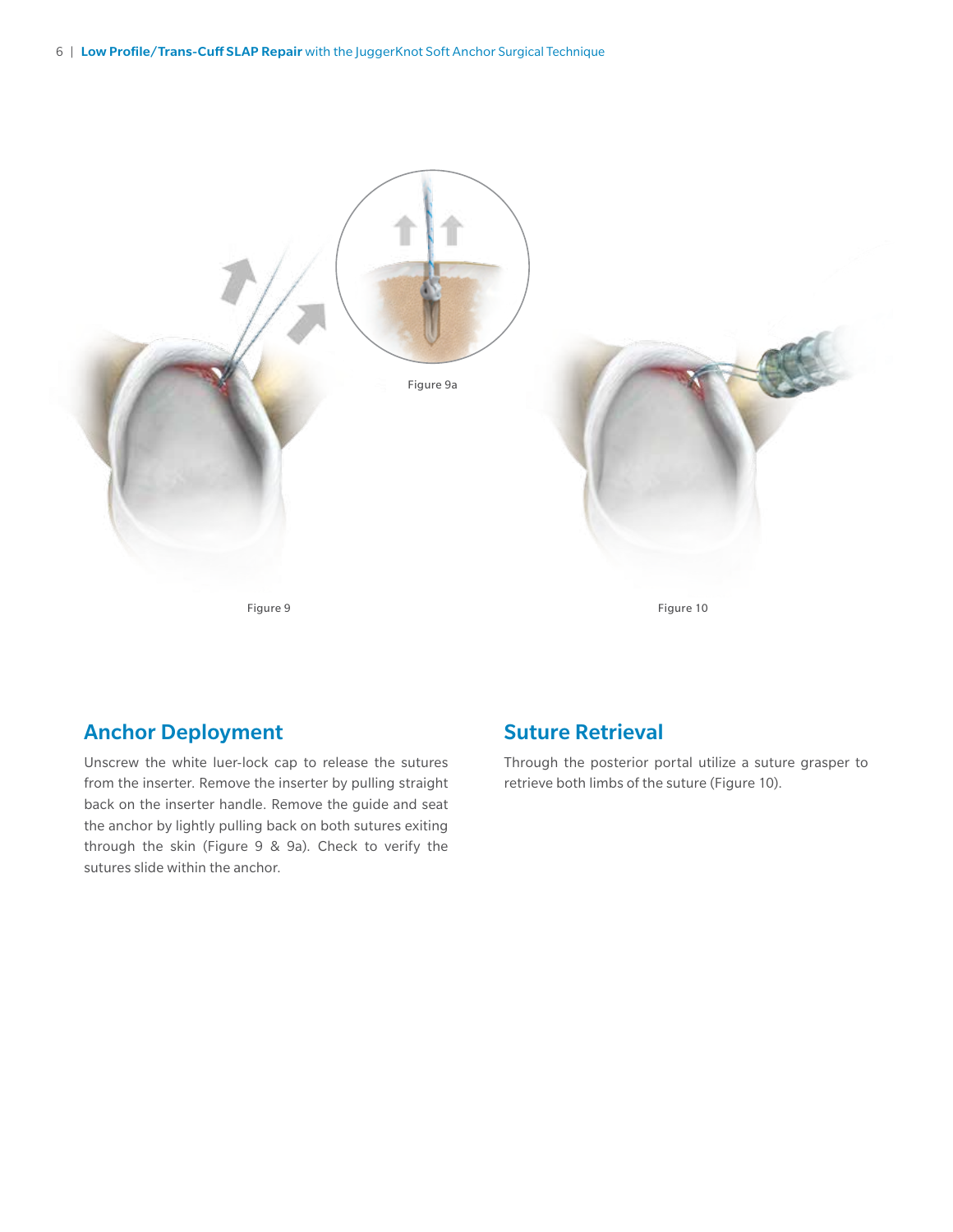Figure 9a

Figure 9

Figure 10

## Anchor Deployment

Unscrew the white luer-lock cap to release the sutures from the inserter. Remove the inserter by pulling straight back on the inserter handle. Remove the guide and seat the anchor by lightly pulling back on both sutures exiting through the skin (Figure 9 & 9a). Check to verify the sutures slide within the anchor.

## Suture Retrieval

Through the posterior portal utilize a suture grasper to retrieve both limbs of the suture (Figure 10).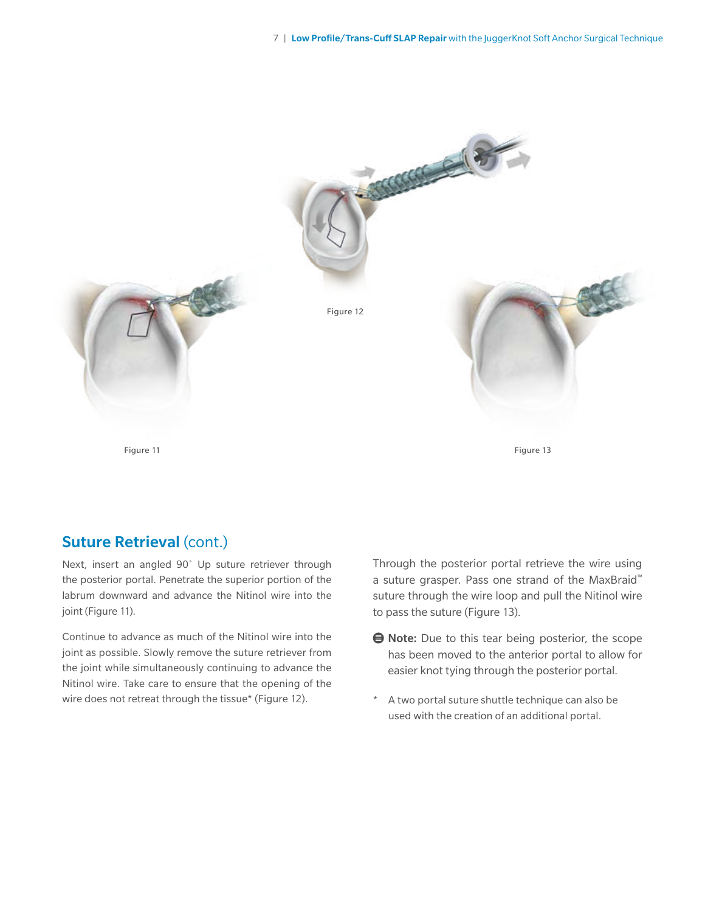Figure 12

Figure 11

Figure 13

## Suture Retrieval (cont.)

Next, insert an angled 90˚ Up suture retriever through the posterior portal. Penetrate the superior portion of the labrum downward and advance the Nitinol wire into the joint (Figure 11).

Continue to advance as much of the Nitinol wire into the joint as possible. Slowly remove the suture retriever from the joint while simultaneously continuing to advance the Nitinol wire. Take care to ensure that the opening of the wire does not retreat through the tissue* (Figure 12).

Through the posterior portal retrieve the wire using a suture grasper. Pass one strand of the MaxBraid™ suture through the wire loop and pull the Nitinol wire to pass the suture (Figure 13).

**Note:** Due to this tear being posterior, the scope has been moved to the anterior portal to allow for easier knot tying through the posterior portal.

\* A two portal suture shuttle technique can also be used with the creation of an additional portal.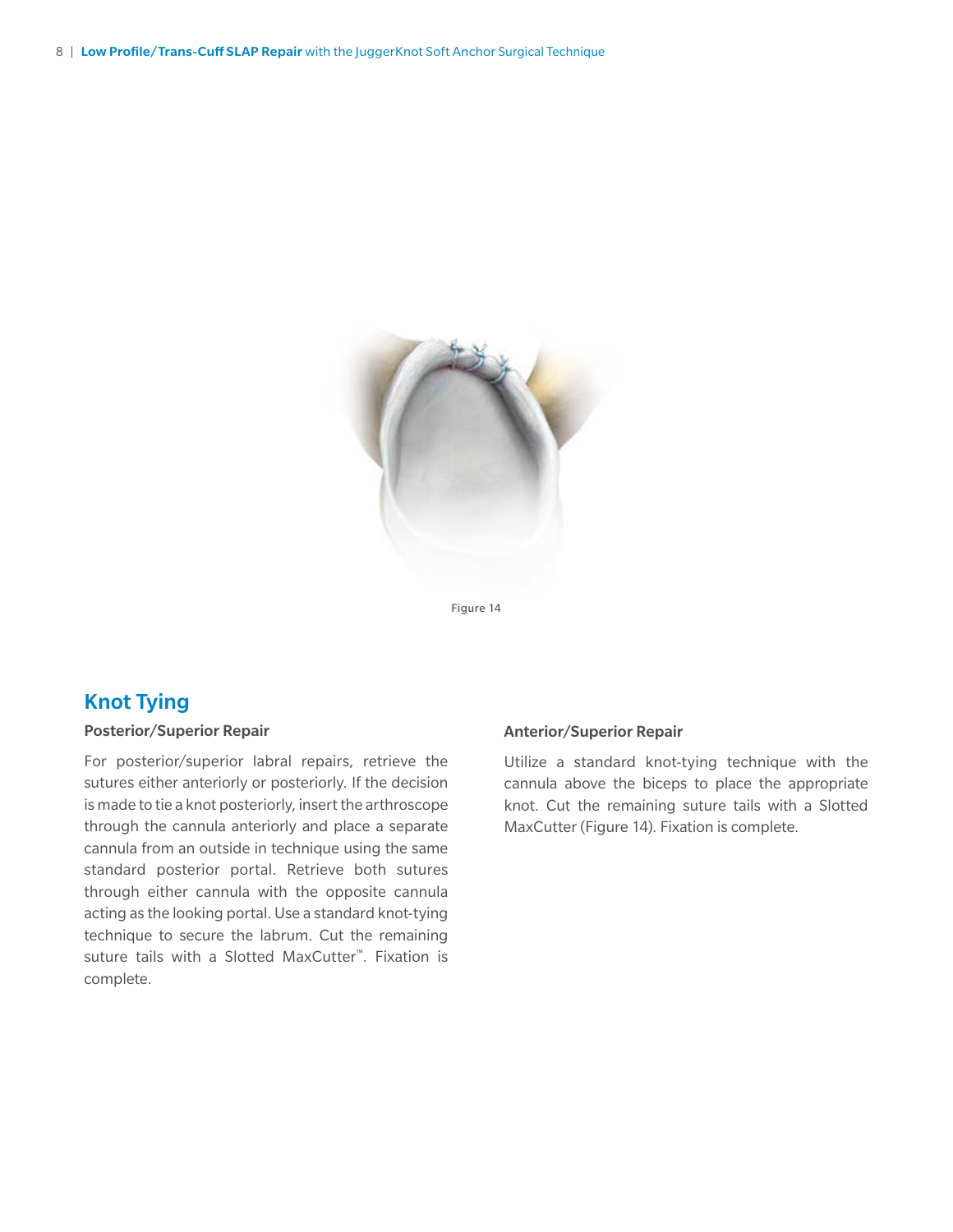Figure 14

## Knot Tying

### Posterior/Superior Repair

For posterior/superior labral repairs, retrieve the sutures either anteriorly or posteriorly. If the decision is made to tie a knot posteriorly, insert the arthroscope through the cannula anteriorly and place a separate cannula from an outside in technique using the same standard posterior portal. Retrieve both sutures through either cannula with the opposite cannula acting as the looking portal. Use a standard knot-tying technique to secure the labrum. Cut the remaining suture tails with a Slotted MaxCutter™. Fixation is complete.

### Anterior/Superior Repair

Utilize a standard knot-tying technique with the cannula above the biceps to place the appropriate knot. Cut the remaining suture tails with a Slotted MaxCutter (Figure 14). Fixation is complete.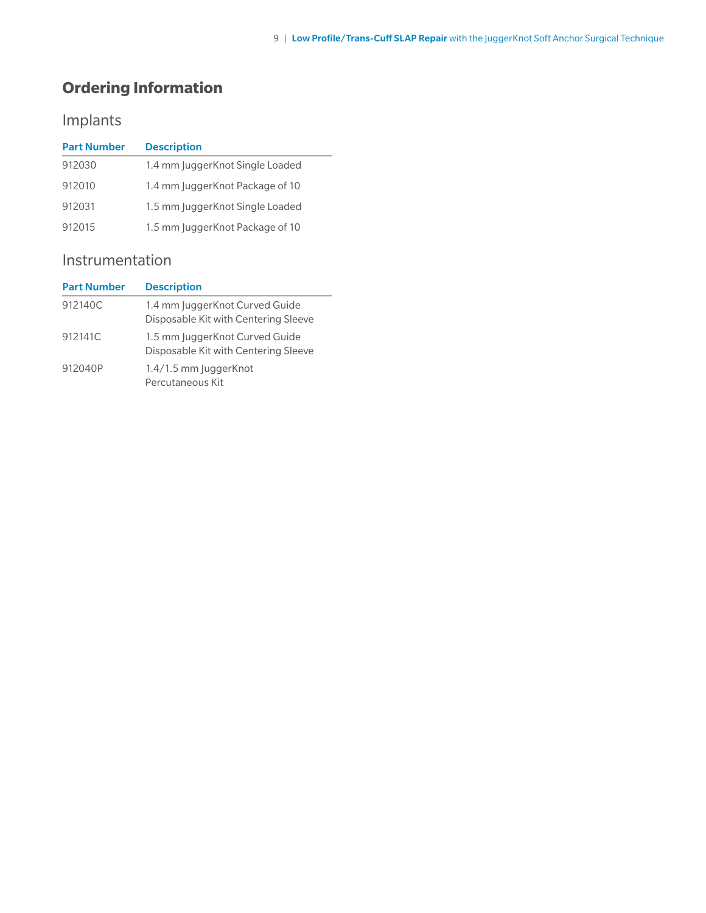# Ordering Information

## Implants

| Part Number | Description |
| --- | --- |
| 912030 | 1.4 mm JuggerKnot Single Loaded |
| 912010 | 1.4 mm JuggerKnot Package of 10 |
| 912031 | 1.5 mm JuggerKnot Single Loaded |
| 912015 | 1.5 mm JuggerKnot Package of 10 |

## Instrumentation

| Part Number | Description |
| --- | --- |
| 912140C | 1.4 mm JuggerKnot Curved Guide Disposable Kit with Centering Sleeve |
| 912141C | 1.5 mm JuggerKnot Curved Guide Disposable Kit with Centering Sleeve |
| 912040P | 1.4/1.5 mm JuggerKnot Percutaneous Kit |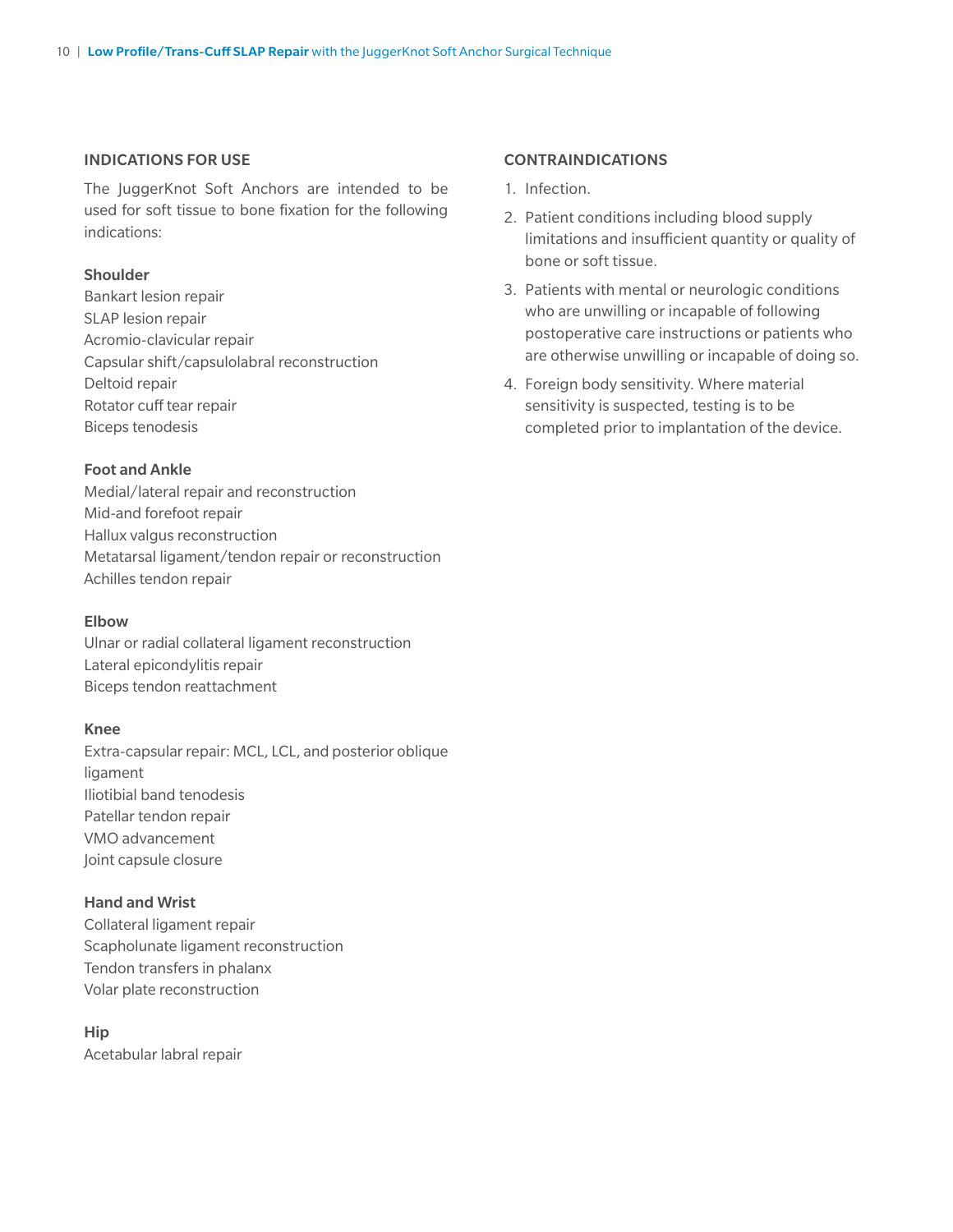## INDICATIONS FOR USE

The JuggerKnot Soft Anchors are intended to be used for soft tissue to bone fixation for the following indications:

**Shoulder**
Bankart lesion repair
SLAP lesion repair
Acromio-clavicular repair
Capsular shift/capsulolabral reconstruction
Deltoid repair
Rotator cuff tear repair
Biceps tenodesis

**Foot and Ankle**
Medial/lateral repair and reconstruction
Mid-and forefoot repair
Hallux valgus reconstruction
Metatarsal ligament/tendon repair or reconstruction
Achilles tendon repair

**Elbow**
Ulnar or radial collateral ligament reconstruction
Lateral epicondylitis repair
Biceps tendon reattachment

**Knee**
Extra-capsular repair: MCL, LCL, and posterior oblique ligament
Iliotibial band tenodesis
Patellar tendon repair
VMO advancement
Joint capsule closure

**Hand and Wrist**
Collateral ligament repair
Scapholunate ligament reconstruction
Tendon transfers in phalanx
Volar plate reconstruction

**Hip**
Acetabular labral repair

## CONTRAINDICATIONS

1. Infection.
2. Patient conditions including blood supply limitations and insufficient quantity or quality of bone or soft tissue.
3. Patients with mental or neurologic conditions who are unwilling or incapable of following postoperative care instructions or patients who are otherwise unwilling or incapable of doing so.
4. Foreign body sensitivity. Where material sensitivity is suspected, testing is to be completed prior to implantation of the device.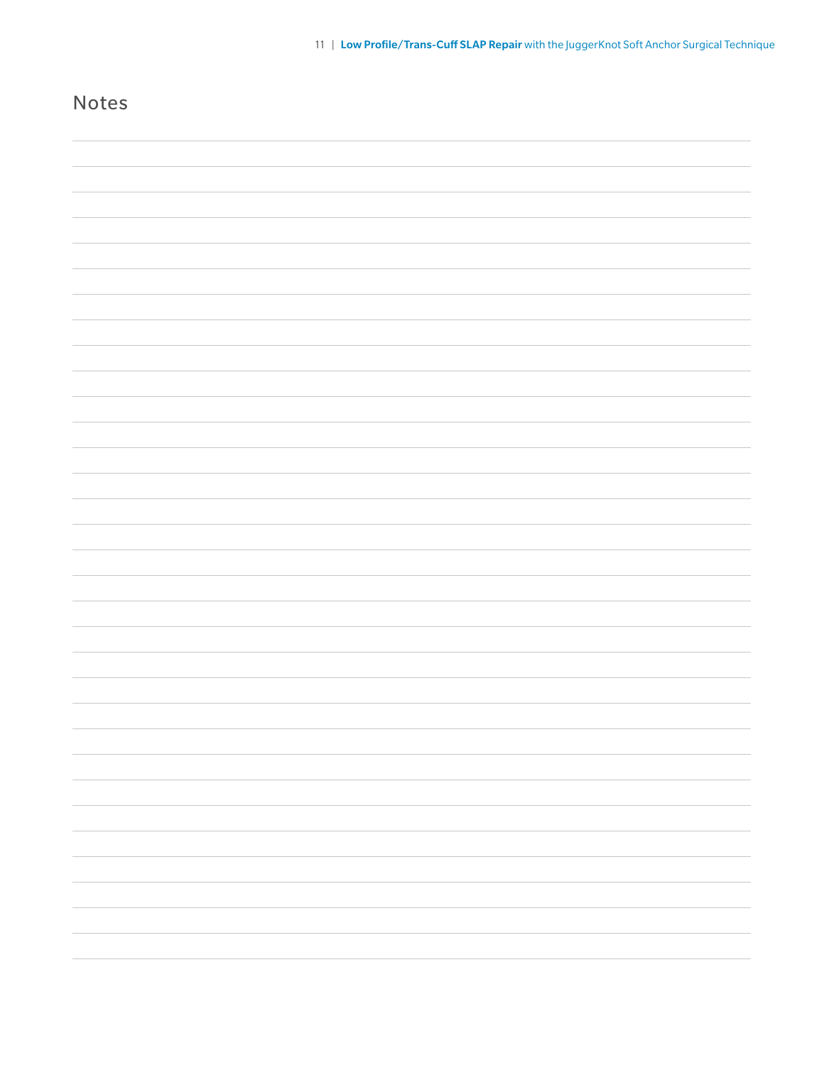# Notes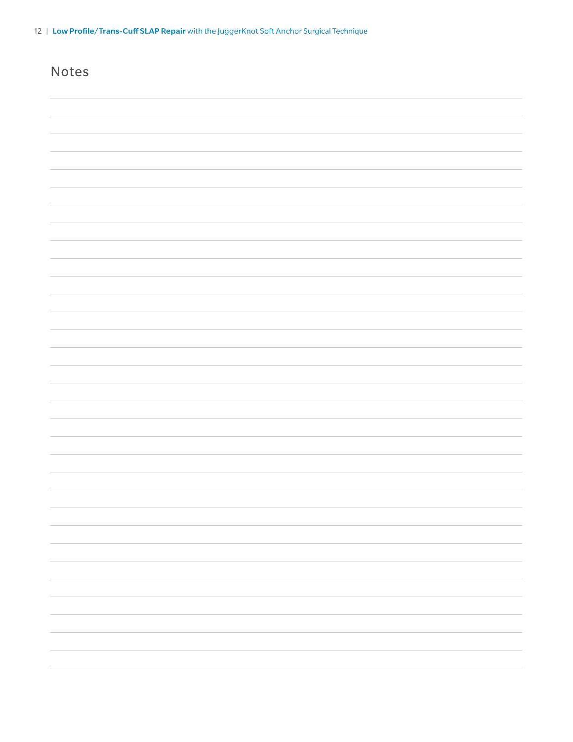## Notes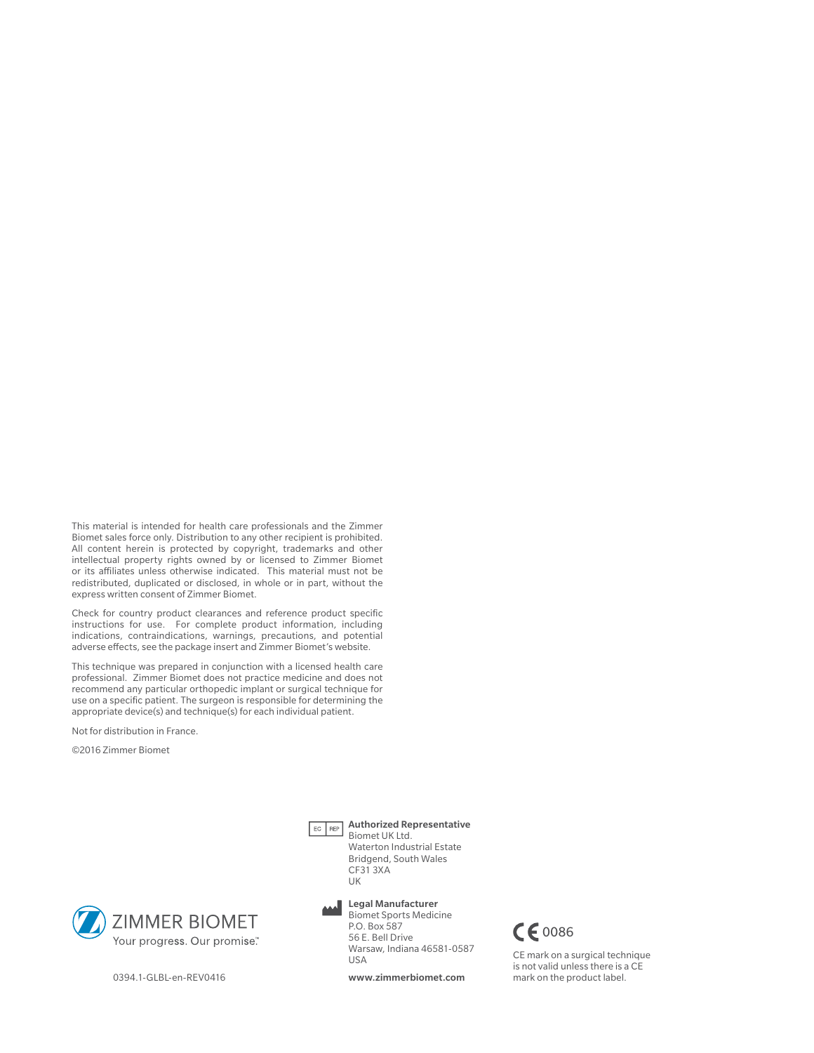This material is intended for health care professionals and the Zimmer Biomet sales force only. Distribution to any other recipient is prohibited. All content herein is protected by copyright, trademarks and other intellectual property rights owned by or licensed to Zimmer Biomet or its affiliates unless otherwise indicated. This material must not be redistributed, duplicated or disclosed, in whole or in part, without the express written consent of Zimmer Biomet.

Check for country product clearances and reference product specific instructions for use. For complete product information, including indications, contraindications, warnings, precautions, and potential adverse effects, see the package insert and Zimmer Biomet's website.

This technique was prepared in conjunction with a licensed health care professional. Zimmer Biomet does not practice medicine and does not recommend any particular orthopedic implant or surgical technique for use on a specific patient. The surgeon is responsible for determining the appropriate device(s) and technique(s) for each individual patient.

Not for distribution in France.

©2016 Zimmer Biomet

EC REP **Authorized Representative**
Biomet UK Ltd.
Waterton Industrial Estate
Bridgend, South Wales
CF31 3XA
UK

**Legal Manufacturer**
Biomet Sports Medicine
P.O. Box 587
56 E. Bell Drive
Warsaw, Indiana 46581-0587
USA

**www.zimmerbiomet.com**

ZIMMER BIOMET
Your progress. Our promise.™

0394.1-GLBL-en-REV0416

CE 0086

CE mark on a surgical technique is not valid unless there is a CE mark on the product label.